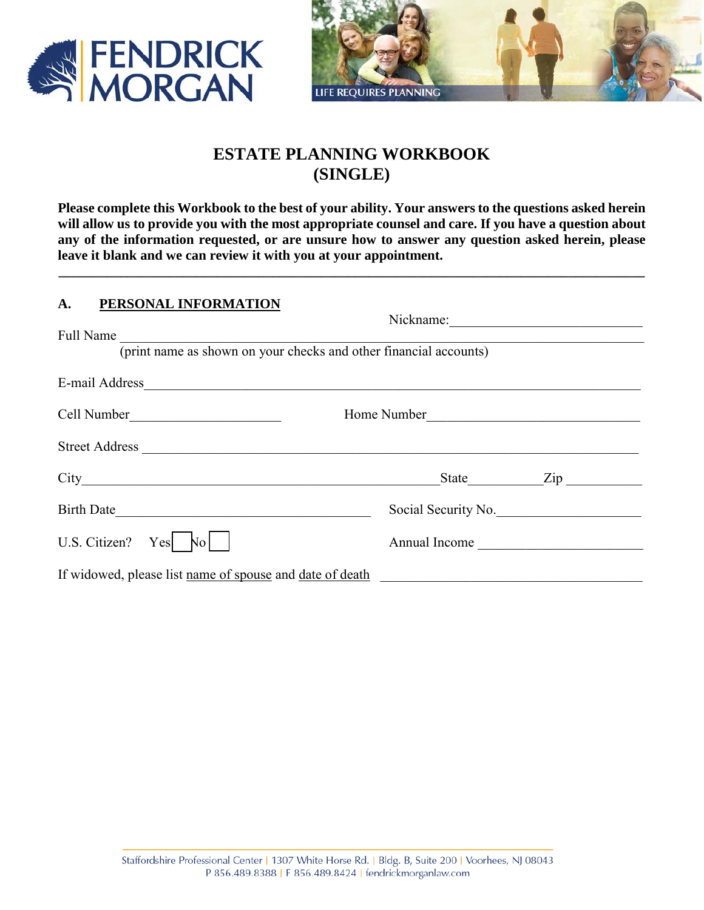FENDRICK MORGAN

LIFE REQUIRES PLANNING

# ESTATE PLANNING WORKBOOK
# (SINGLE)

**Please complete this Workbook to the best of your ability. Your answers to the questions asked herein will allow us to provide you with the most appropriate counsel and care. If you have a question about any of the information requested, or are unsure how to answer any question asked herein, please leave it blank and we can review it with you at your appointment.**

---

## A. PERSONAL INFORMATION

Nickname: ______________________________

Full Name ______________________________________________________________________________
(print name as shown on your checks and other financial accounts)

E-mail Address ______________________________________________________________________________

Cell Number ______________________ Home Number ______________________________

Street Address ______________________________________________________________________________

City ______________________________________________ State __________ Zip __________

Birth Date ______________________________ Social Security No. ______________________

U.S. Citizen? Yes ☐ No ☐ Annual Income ______________________

If widowed, please list name of spouse and date of death ______________________________________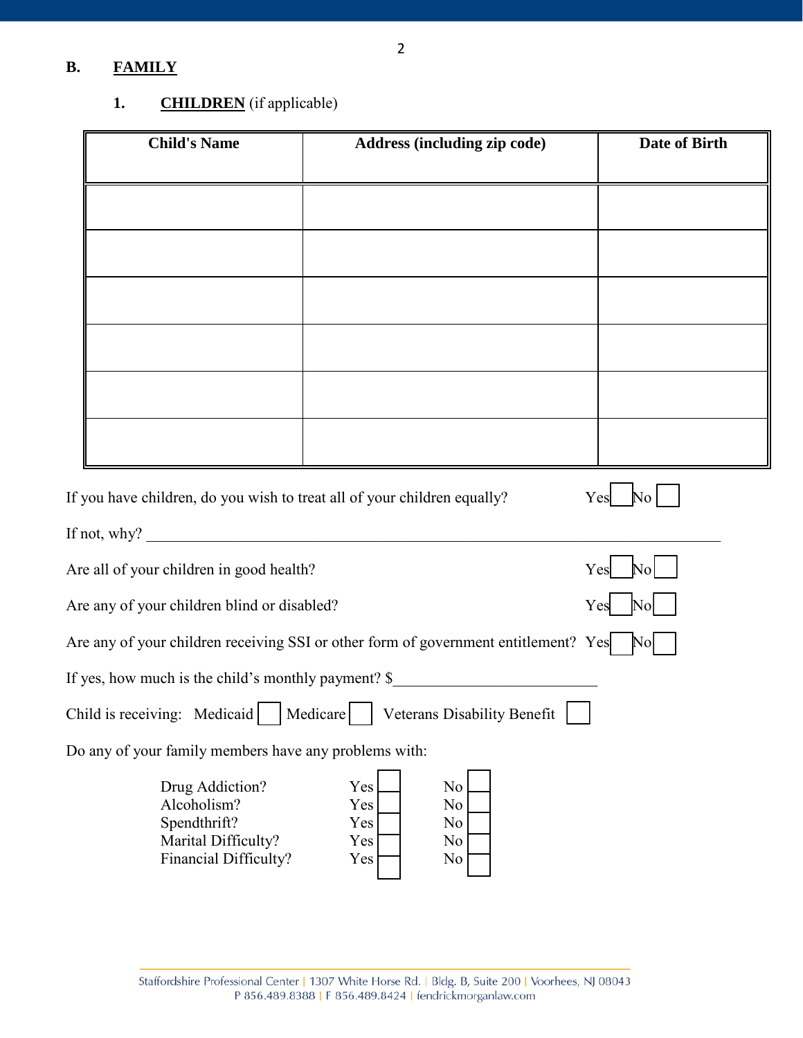## B. FAMILY

### 1. CHILDREN (if applicable)

| Child's Name | Address (including zip code) | Date of Birth |
|---|---|---|
| | | |
| | | |
| | | |
| | | |
| | | |
| | | |

If you have children, do you wish to treat all of your children equally? Yes ☐ No ☐

If not, why? ______________________________________________________________

Are all of your children in good health? Yes ☐ No ☐

Are any of your children blind or disabled? Yes ☐ No ☐

Are any of your children receiving SSI or other form of government entitlement? Yes ☐ No ☐

If yes, how much is the child's monthly payment? $__________________________

Child is receiving: Medicaid ☐ Medicare ☐ Veterans Disability Benefit ☐

Do any of your family members have any problems with:

| | | |
|---|---|---|
| Drug Addiction? | Yes ☐ | No ☐ |
| Alcoholism? | Yes ☐ | No ☐ |
| Spendthrift? | Yes ☐ | No ☐ |
| Marital Difficulty? | Yes ☐ | No ☐ |
| Financial Difficulty? | Yes ☐ | No ☐ |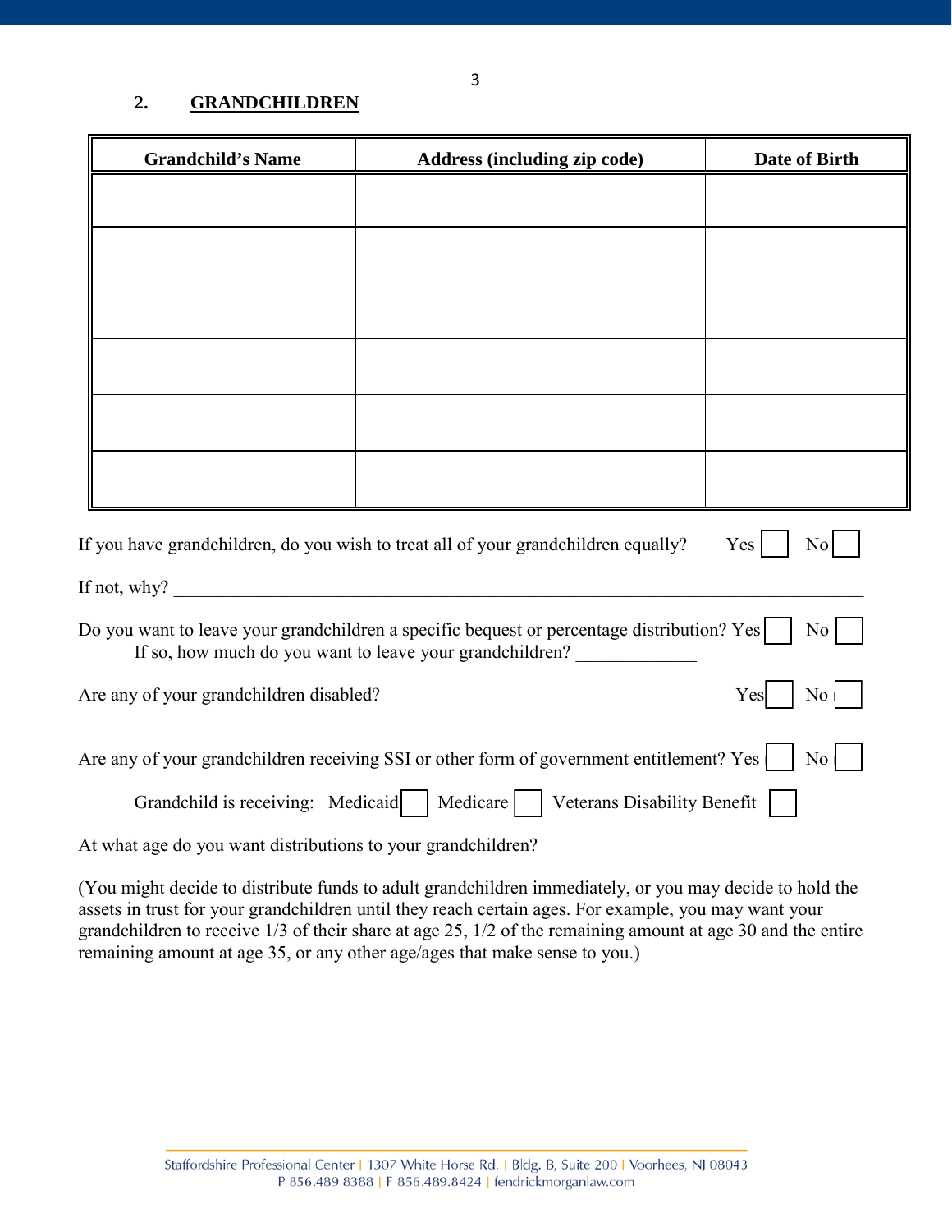## 2. GRANDCHILDREN

| Grandchild's Name | Address (including zip code) | Date of Birth |
|---|---|---|
| | | |
| | | |
| | | |
| | | |
| | | |
| | | |

If you have grandchildren, do you wish to treat all of your grandchildren equally? Yes ☐ No ☐

If not, why? ______________________________________________________________________

Do you want to leave your grandchildren a specific bequest or percentage distribution? Yes ☐ No ☐

If so, how much do you want to leave your grandchildren? _____________

Are any of your grandchildren disabled? Yes ☐ No ☐

Are any of your grandchildren receiving SSI or other form of government entitlement? Yes ☐ No ☐

Grandchild is receiving: Medicaid ☐ Medicare ☐ Veterans Disability Benefit ☐

At what age do you want distributions to your grandchildren? ___________________________________

(You might decide to distribute funds to adult grandchildren immediately, or you may decide to hold the assets in trust for your grandchildren until they reach certain ages. For example, you may want your grandchildren to receive 1/3 of their share at age 25, 1/2 of the remaining amount at age 30 and the entire remaining amount at age 35, or any other age/ages that make sense to you.)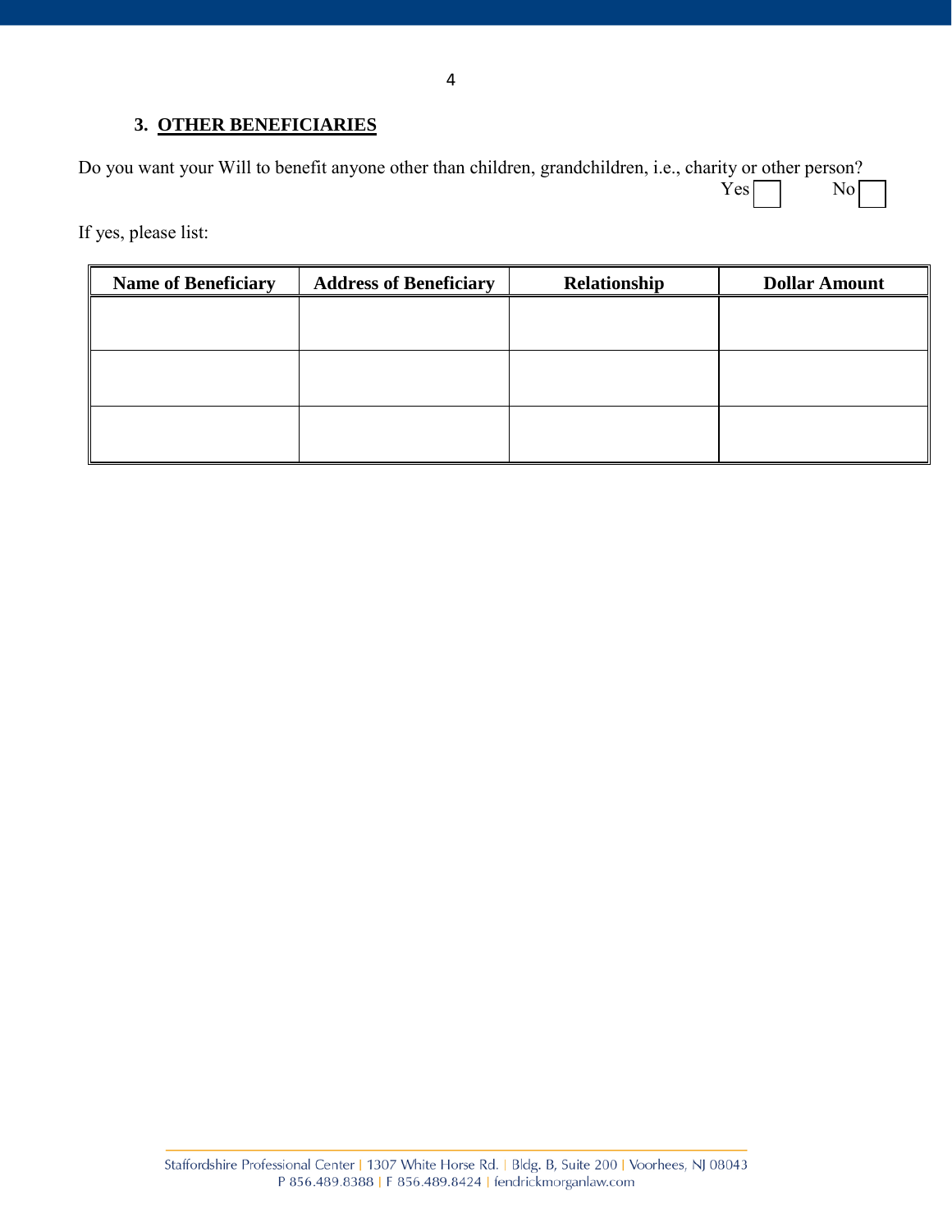### 3. OTHER BENEFICIARIES

Do you want your Will to benefit anyone other than children, grandchildren, i.e., charity or other person?

Yes ☐ No ☐

If yes, please list:

| Name of Beneficiary | Address of Beneficiary | Relationship | Dollar Amount |
|---|---|---|---|
| | | | |
| | | | |
| | | | |

Staffordshire Professional Center | 1307 White Horse Rd. | Bldg. B, Suite 200 | Voorhees, NJ 08043
P 856.489.8388 | F 856.489.8424 | fendrickmorganlaw.com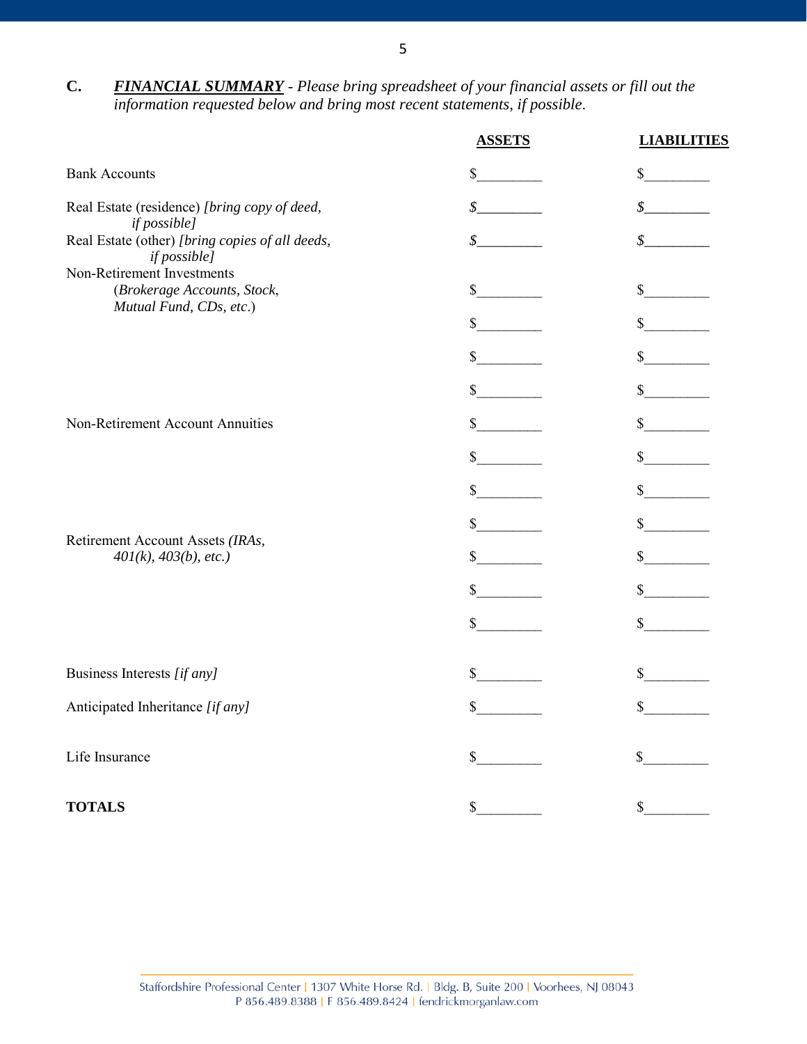**C.** ***FINANCIAL SUMMARY*** - *Please bring spreadsheet of your financial assets or fill out the information requested below and bring most recent statements, if possible*.

| | **ASSETS** | **LIABILITIES** |
|---|---|---|
| Bank Accounts | $________ | $________ |
| Real Estate (residence) *[bring copy of deed, if possible]* | *$*________ | *$*________ |
| Real Estate (other) *[bring copies of all deeds, if possible]* | *$*________ | *$*________ |
| Non-Retirement Investments (*Brokerage Accounts, Stock, Mutual Fund, CDs, etc*.) | $________ | $________ |
| | $________ | $________ |
| | $________ | $________ |
| | $________ | $________ |
| Non-Retirement Account Annuities | $________ | $________ |
| | $________ | $________ |
| | $________ | $________ |
| | $________ | $________ |
| Retirement Account Assets *(IRAs, 401(k), 403(b), etc.)* | $________ | $________ |
| | $________ | $________ |
| | $________ | $________ |
| Business Interests *[if any]* | $________ | $________ |
| Anticipated Inheritance *[if any]* | $________ | $________ |
| Life Insurance | $________ | $________ |
| **TOTALS** | $________ | $________ |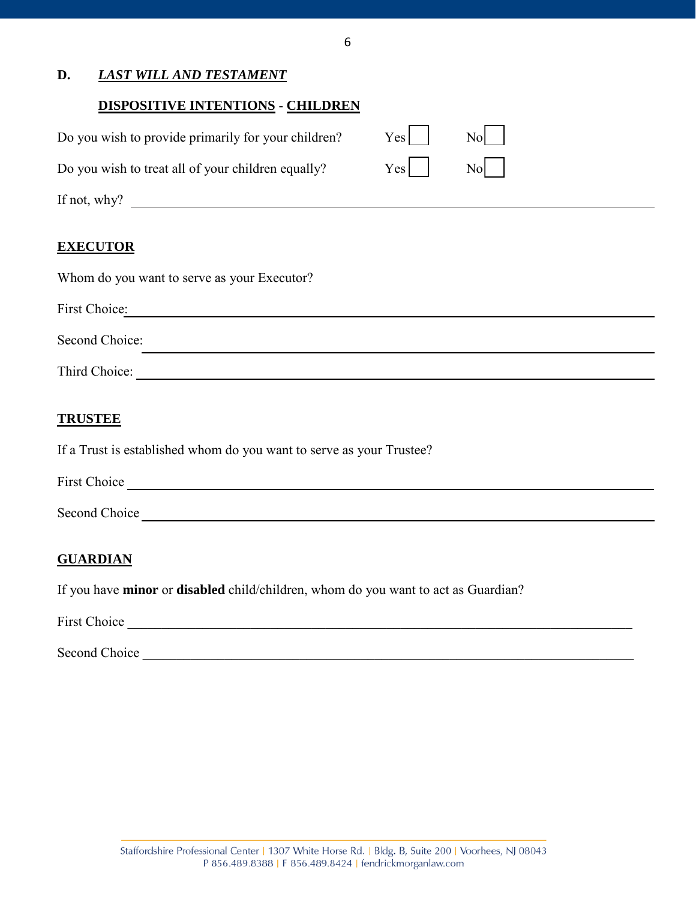## D. ***LAST WILL AND TESTAMENT***

**DISPOSITIVE INTENTIONS - CHILDREN**

Do you wish to provide primarily for your children? Yes ☐ No ☐

Do you wish to treat all of your children equally? Yes ☐ No ☐

If not, why? ______________________________________________

**EXECUTOR**

Whom do you want to serve as your Executor?

First Choice: ______________________________________________

Second Choice: ______________________________________________

Third Choice: ______________________________________________

**TRUSTEE**

If a Trust is established whom do you want to serve as your Trustee?

First Choice ______________________________________________

Second Choice ______________________________________________

**GUARDIAN**

If you have **minor** or **disabled** child/children, whom do you want to act as Guardian?

First Choice ______________________________________________

Second Choice ______________________________________________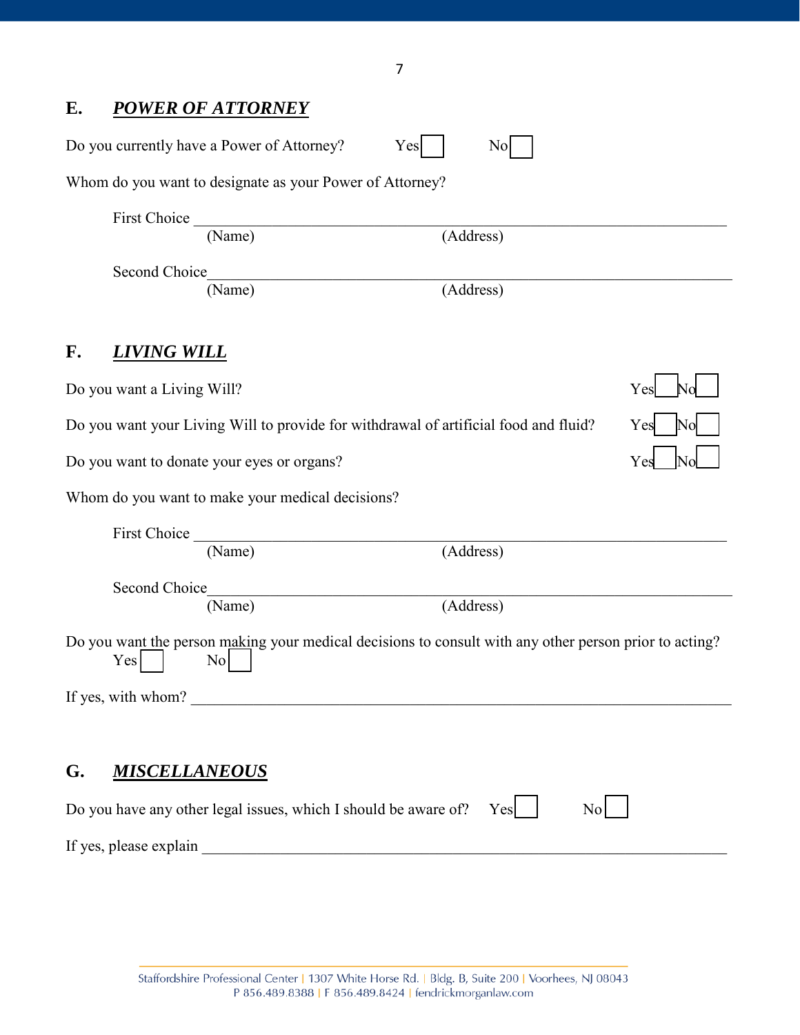## E. ***POWER OF ATTORNEY***

Do you currently have a Power of Attorney? Yes ☐ No ☐

Whom do you want to designate as your Power of Attorney?

First Choice ______________________________________________
(Name) (Address)

Second Choice ______________________________________________
(Name) (Address)

## F. ***LIVING WILL***

Do you want a Living Will? Yes ☐ No ☐

Do you want your Living Will to provide for withdrawal of artificial food and fluid? Yes ☐ No ☐

Do you want to donate your eyes or organs? Yes ☐ No ☐

Whom do you want to make your medical decisions?

First Choice ______________________________________________
(Name) (Address)

Second Choice ______________________________________________
(Name) (Address)

Do you want the person making your medical decisions to consult with any other person prior to acting?
Yes ☐ No ☐

If yes, with whom? ______________________________________________

## G. ***MISCELLANEOUS***

Do you have any other legal issues, which I should be aware of? Yes ☐ No ☐

If yes, please explain ______________________________________________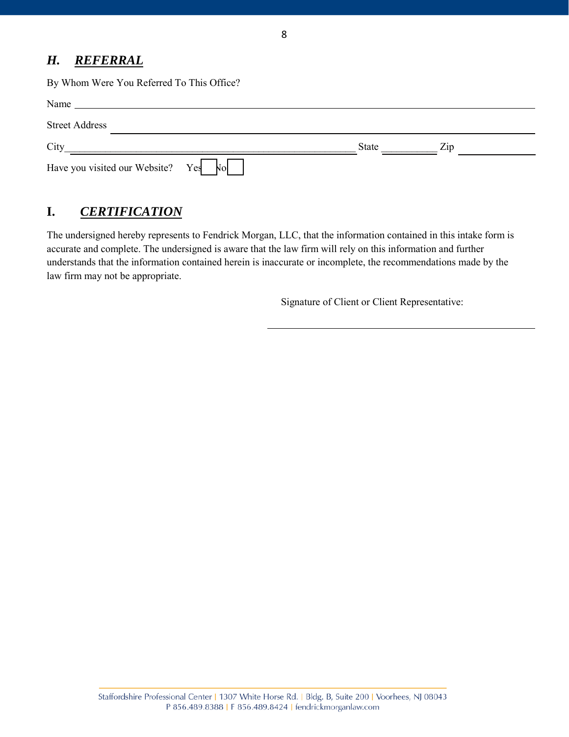## *H. REFERRAL*

By Whom Were You Referred To This Office?

Name \_\_\_\_\_\_\_\_\_\_\_\_\_\_\_\_\_\_\_\_\_\_\_\_\_\_\_\_\_\_\_\_\_\_\_\_\_\_\_\_\_\_\_\_\_\_\_\_\_\_\_\_\_\_\_\_\_\_\_\_\_\_\_\_\_\_\_\_\_\_\_\_

Street Address \_\_\_\_\_\_\_\_\_\_\_\_\_\_\_\_\_\_\_\_\_\_\_\_\_\_\_\_\_\_\_\_\_\_\_\_\_\_\_\_\_\_\_\_\_\_\_\_\_\_\_\_\_\_\_\_\_\_\_\_\_\_\_\_\_

City\_\_\_\_\_\_\_\_\_\_\_\_\_\_\_\_\_\_\_\_\_\_\_\_\_\_\_\_\_\_\_\_\_\_\_\_\_\_\_\_\_\_\_\_\_\_ State \_\_\_\_\_\_\_\_\_\_ Zip \_\_\_\_\_\_\_\_\_\_\_\_\_

Have you visited our Website? Yes ☐ No ☐

## I. *CERTIFICATION*

The undersigned hereby represents to Fendrick Morgan, LLC, that the information contained in this intake form is accurate and complete. The undersigned is aware that the law firm will rely on this information and further understands that the information contained herein is inaccurate or incomplete, the recommendations made by the law firm may not be appropriate.

Signature of Client or Client Representative:

\_\_\_\_\_\_\_\_\_\_\_\_\_\_\_\_\_\_\_\_\_\_\_\_\_\_\_\_\_\_\_\_\_\_\_\_\_\_\_\_\_\_\_\_\_\_\_\_